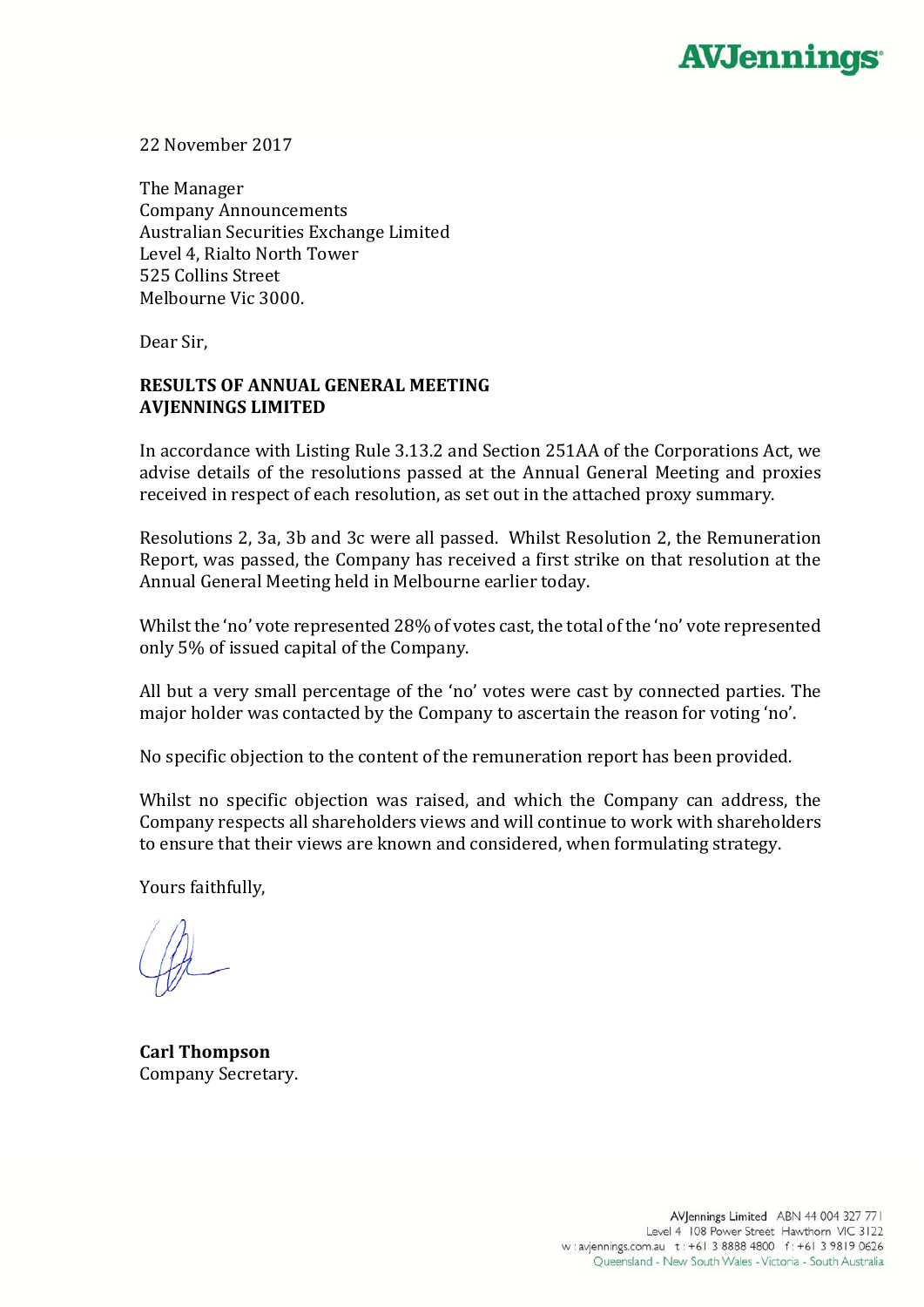22 November 2017

The Manager
Company Announcements
Australian Securities Exchange Limited
Level 4, Rialto North Tower
525 Collins Street
Melbourne Vic 3000.

Dear Sir,

**RESULTS OF ANNUAL GENERAL MEETING**
**AVJENNINGS LIMITED**

In accordance with Listing Rule 3.13.2 and Section 251AA of the Corporations Act, we advise details of the resolutions passed at the Annual General Meeting and proxies received in respect of each resolution, as set out in the attached proxy summary.

Resolutions 2, 3a, 3b and 3c were all passed. Whilst Resolution 2, the Remuneration Report, was passed, the Company has received a first strike on that resolution at the Annual General Meeting held in Melbourne earlier today.

Whilst the 'no' vote represented 28% of votes cast, the total of the 'no' vote represented only 5% of issued capital of the Company.

All but a very small percentage of the 'no' votes were cast by connected parties. The major holder was contacted by the Company to ascertain the reason for voting 'no'.

No specific objection to the content of the remuneration report has been provided.

Whilst no specific objection was raised, and which the Company can address, the Company respects all shareholders views and will continue to work with shareholders to ensure that their views are known and considered, when formulating strategy.

Yours faithfully,

**Carl Thompson**
Company Secretary.

AVJennings Limited ABN 44 004 327 771
Level 4 108 Power Street Hawthorn VIC 3122
w : avjennings.com.au t : +61 3 8888 4800 f : +61 3 9819 0626
Queensland - New South Wales - Victoria - South Australia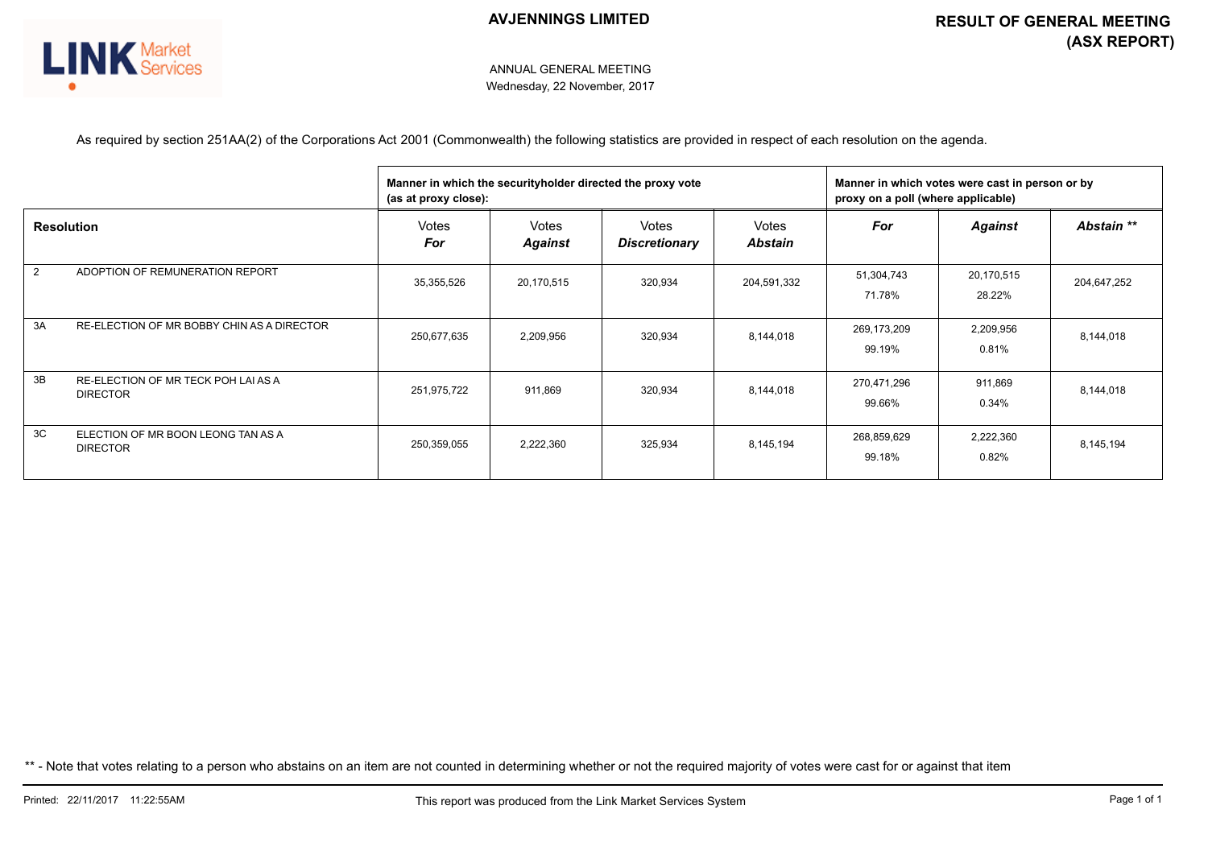# AVJENNINGS LIMITED

## RESULT OF GENERAL MEETING (ASX REPORT)

ANNUAL GENERAL MEETING
Wednesday, 22 November, 2017

As required by section 251AA(2) of the Corporations Act 2001 (Commonwealth) the following statistics are provided in respect of each resolution on the agenda.

| Resolution | | Manner in which the securityholder directed the proxy vote (as at proxy close): | | | | Manner in which votes were cast in person or by proxy on a poll (where applicable) | | |
|---|---|---|---|---|---|---|---|---|
| | | Votes *For* | Votes *Against* | Votes *Discretionary* | Votes *Abstain* | *For* | *Against* | *Abstain* ** |
| 2 | ADOPTION OF REMUNERATION REPORT | 35,355,526 | 20,170,515 | 320,934 | 204,591,332 | 51,304,743 71.78% | 20,170,515 28.22% | 204,647,252 |
| 3A | RE-ELECTION OF MR BOBBY CHIN AS A DIRECTOR | 250,677,635 | 2,209,956 | 320,934 | 8,144,018 | 269,173,209 99.19% | 2,209,956 0.81% | 8,144,018 |
| 3B | RE-ELECTION OF MR TECK POH LAI AS A DIRECTOR | 251,975,722 | 911,869 | 320,934 | 8,144,018 | 270,471,296 99.66% | 911,869 0.34% | 8,144,018 |
| 3C | ELECTION OF MR BOON LEONG TAN AS A DIRECTOR | 250,359,055 | 2,222,360 | 325,934 | 8,145,194 | 268,859,629 99.18% | 2,222,360 0.82% | 8,145,194 |

** - Note that votes relating to a person who abstains on an item are not counted in determining whether or not the required majority of votes were cast for or against that item

Printed: 22/11/2017 11:22:55AM

This report was produced from the Link Market Services System